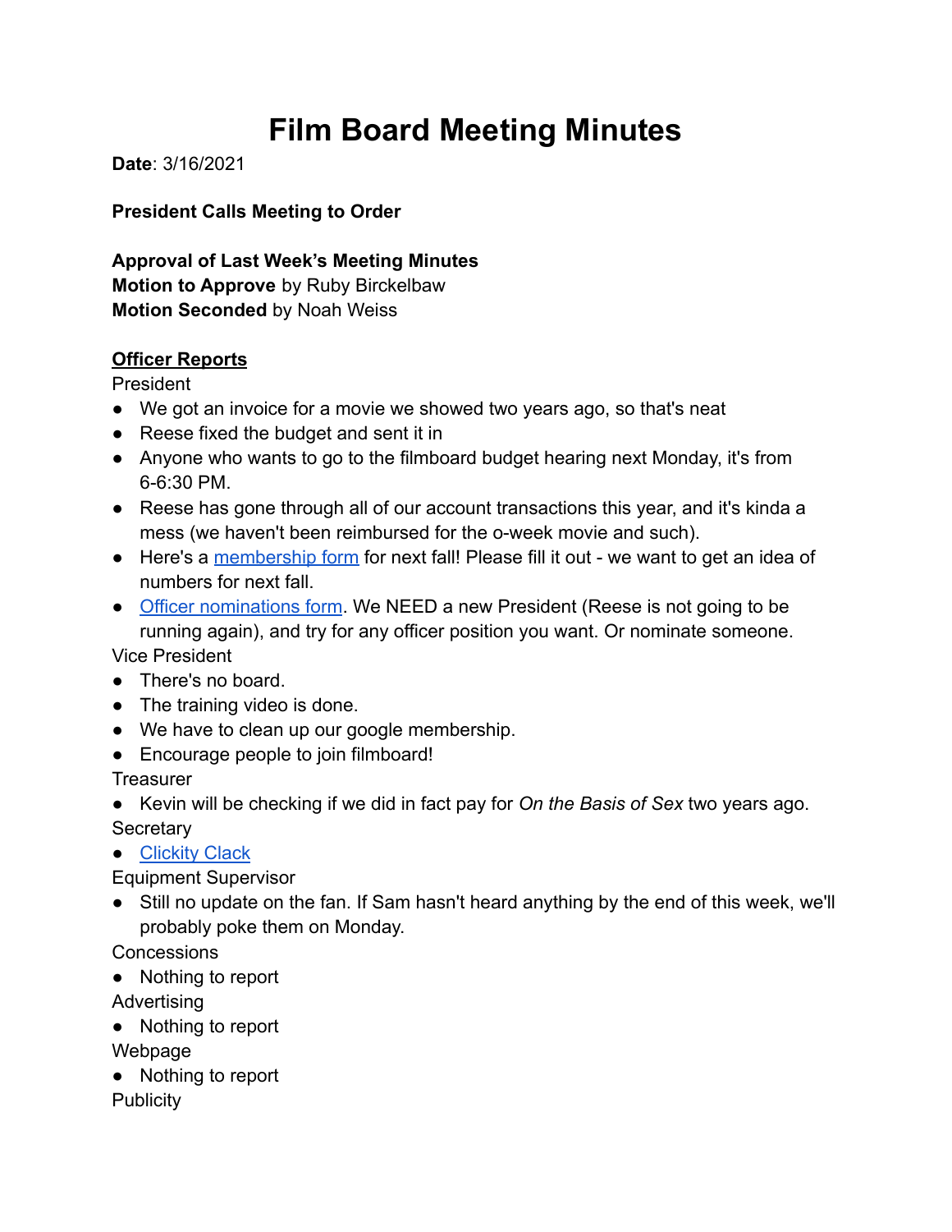# Film Board Meeting Minutes

**Date**: 3/16/2021

**President Calls Meeting to Order**

**Approval of Last Week's Meeting Minutes**
**Motion to Approve** by Ruby Birckelbaw
**Motion Seconded** by Noah Weiss

**Officer Reports**

President

- We got an invoice for a movie we showed two years ago, so that's neat
- Reese fixed the budget and sent it in
- Anyone who wants to go to the filmboard budget hearing next Monday, it's from 6-6:30 PM.
- Reese has gone through all of our account transactions this year, and it's kinda a mess (we haven't been reimbursed for the o-week movie and such).
- Here's a membership form for next fall! Please fill it out - we want to get an idea of numbers for next fall.
- Officer nominations form. We NEED a new President (Reese is not going to be running again), and try for any officer position you want. Or nominate someone.

Vice President

- There's no board.
- The training video is done.
- We have to clean up our google membership.
- Encourage people to join filmboard!

Treasurer

- Kevin will be checking if we did in fact pay for *On the Basis of Sex* two years ago.

Secretary

- Clickity Clack

Equipment Supervisor

- Still no update on the fan. If Sam hasn't heard anything by the end of this week, we'll probably poke them on Monday.

Concessions

- Nothing to report

Advertising

- Nothing to report

Webpage

- Nothing to report

Publicity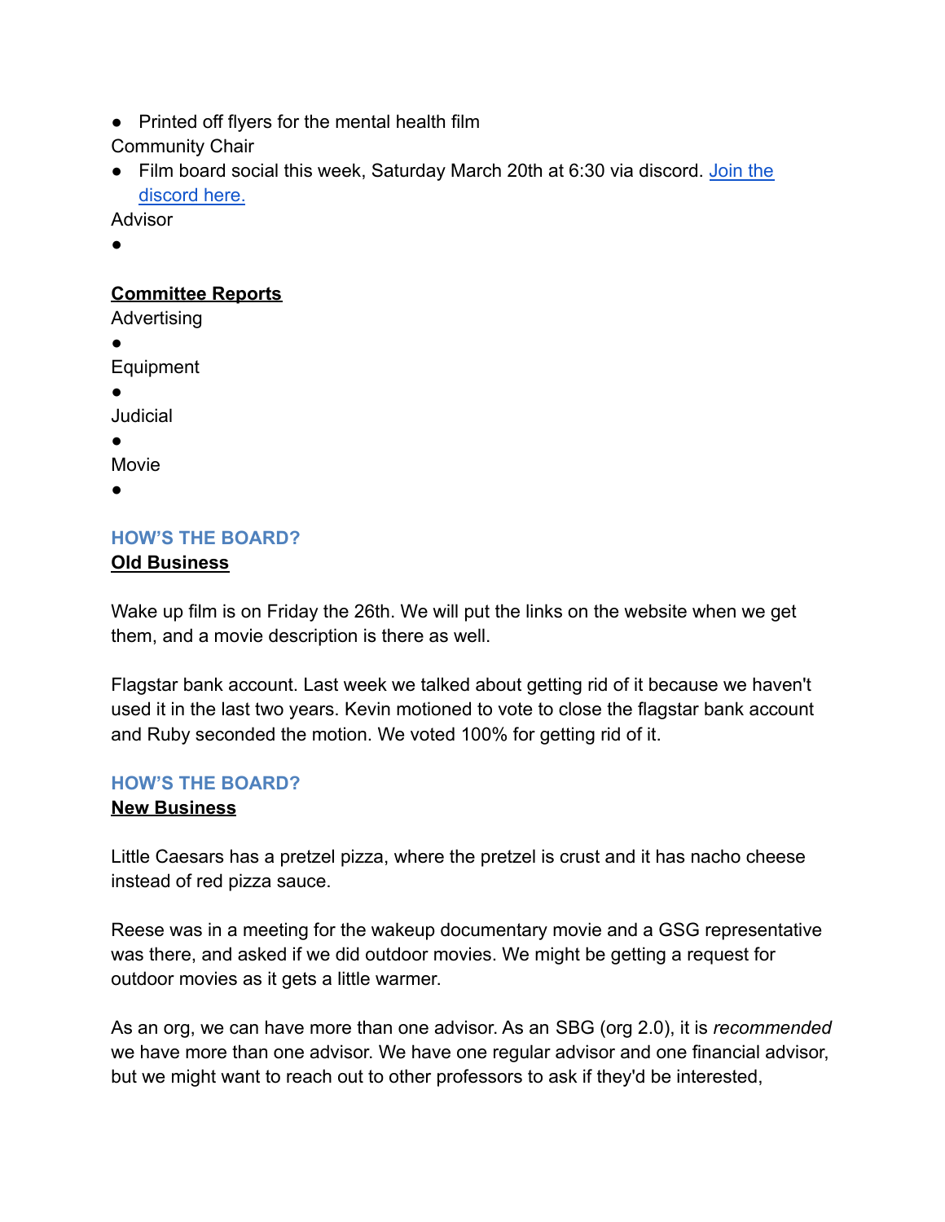- Printed off flyers for the mental health film

Community Chair

- Film board social this week, Saturday March 20th at 6:30 via discord. [Join the discord here.]()

Advisor

- 

**Committee Reports**

Advertising

- 

Equipment

- 

Judicial

- 

Movie

- 

### HOW'S THE BOARD?

**Old Business**

Wake up film is on Friday the 26th. We will put the links on the website when we get them, and a movie description is there as well.

Flagstar bank account. Last week we talked about getting rid of it because we haven't used it in the last two years. Kevin motioned to vote to close the flagstar bank account and Ruby seconded the motion. We voted 100% for getting rid of it.

### HOW'S THE BOARD?

**New Business**

Little Caesars has a pretzel pizza, where the pretzel is crust and it has nacho cheese instead of red pizza sauce.

Reese was in a meeting for the wakeup documentary movie and a GSG representative was there, and asked if we did outdoor movies. We might be getting a request for outdoor movies as it gets a little warmer.

As an org, we can have more than one advisor. As an SBG (org 2.0), it is *recommended* we have more than one advisor. We have one regular advisor and one financial advisor, but we might want to reach out to other professors to ask if they'd be interested,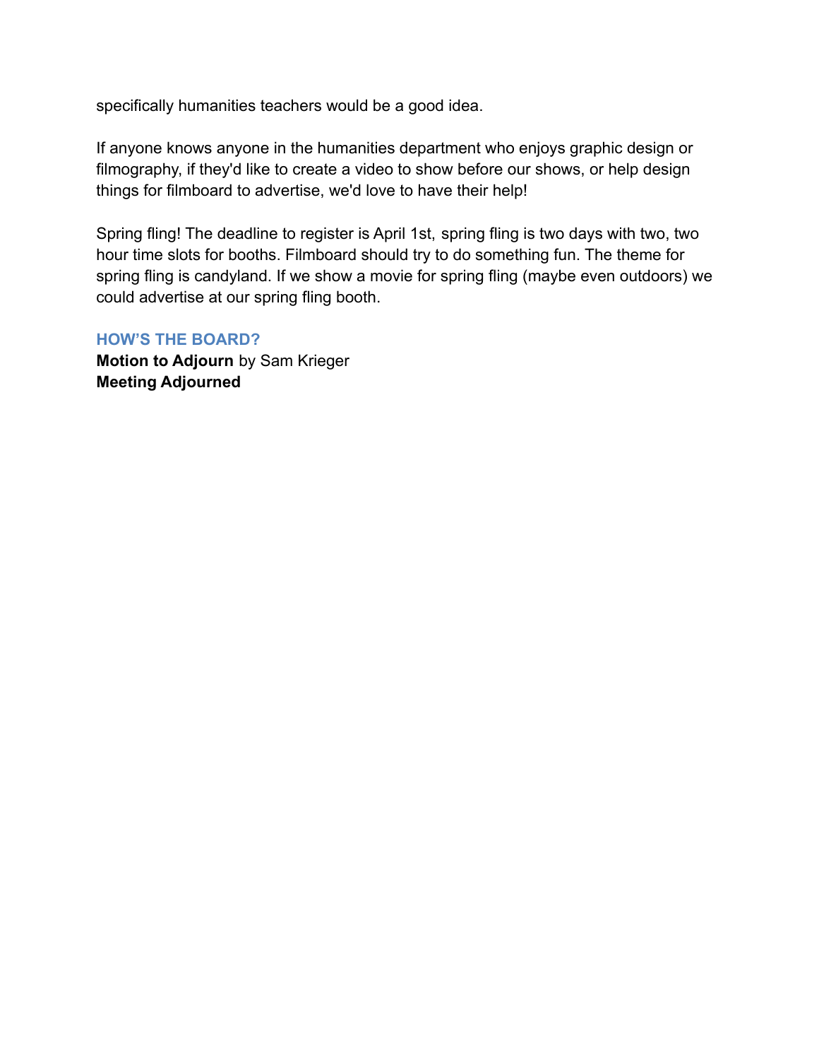specifically humanities teachers would be a good idea.

If anyone knows anyone in the humanities department who enjoys graphic design or filmography, if they'd like to create a video to show before our shows, or help design things for filmboard to advertise, we'd love to have their help!

Spring fling! The deadline to register is April 1st, spring fling is two days with two, two hour time slots for booths. Filmboard should try to do something fun. The theme for spring fling is candyland. If we show a movie for spring fling (maybe even outdoors) we could advertise at our spring fling booth.

### HOW'S THE BOARD?

**Motion to Adjourn** by Sam Krieger
**Meeting Adjourned**